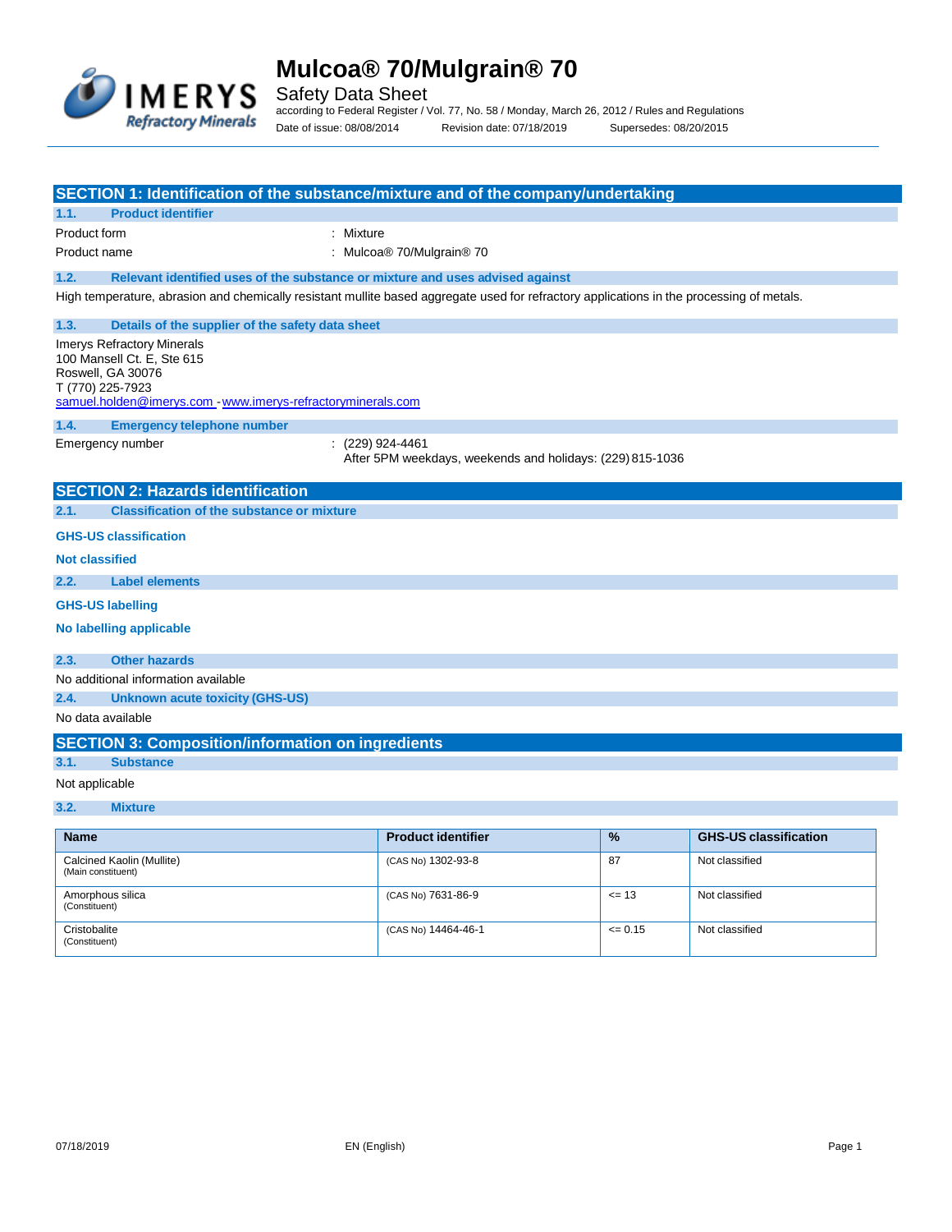# Mulcoa® 70/Mulgrain® 70

Safety Data Sheet

according to Federal Register / Vol. 77, No. 58 / Monday, March 26, 2012 / Rules and Regulations

Date of issue: 08/08/2014 Revision date: 07/18/2019 Supersedes: 08/20/2015

## SECTION 1: Identification of the substance/mixture and of the company/undertaking

### 1.1. Product identifier

Product form : Mixture

Product name : Mulcoa® 70/Mulgrain® 70

### 1.2. Relevant identified uses of the substance or mixture and uses advised against

High temperature, abrasion and chemically resistant mullite based aggregate used for refractory applications in the processing of metals.

### 1.3. Details of the supplier of the safety data sheet

Imerys Refractory Minerals
100 Mansell Ct. E, Ste 615
Roswell, GA 30076
T (770) 225-7923
samuel.holden@imerys.com - www.imerys-refractoryminerals.com

### 1.4. Emergency telephone number

Emergency number : (229) 924-4461
After 5PM weekdays, weekends and holidays: (229) 815-1036

## SECTION 2: Hazards identification

### 2.1. Classification of the substance or mixture

**GHS-US classification**

**Not classified**

### 2.2. Label elements

**GHS-US labelling**

**No labelling applicable**

### 2.3. Other hazards

No additional information available

### 2.4. Unknown acute toxicity (GHS-US)

No data available

## SECTION 3: Composition/information on ingredients

### 3.1. Substance

Not applicable

### 3.2. Mixture

| Name | Product identifier | % | GHS-US classification |
|---|---|---|---|
| Calcined Kaolin (Mullite) (Main constituent) | (CAS No) 1302-93-8 | 87 | Not classified |
| Amorphous silica (Constituent) | (CAS No) 7631-86-9 | <= 13 | Not classified |
| Cristobalite (Constituent) | (CAS No) 14464-46-1 | <= 0.15 | Not classified |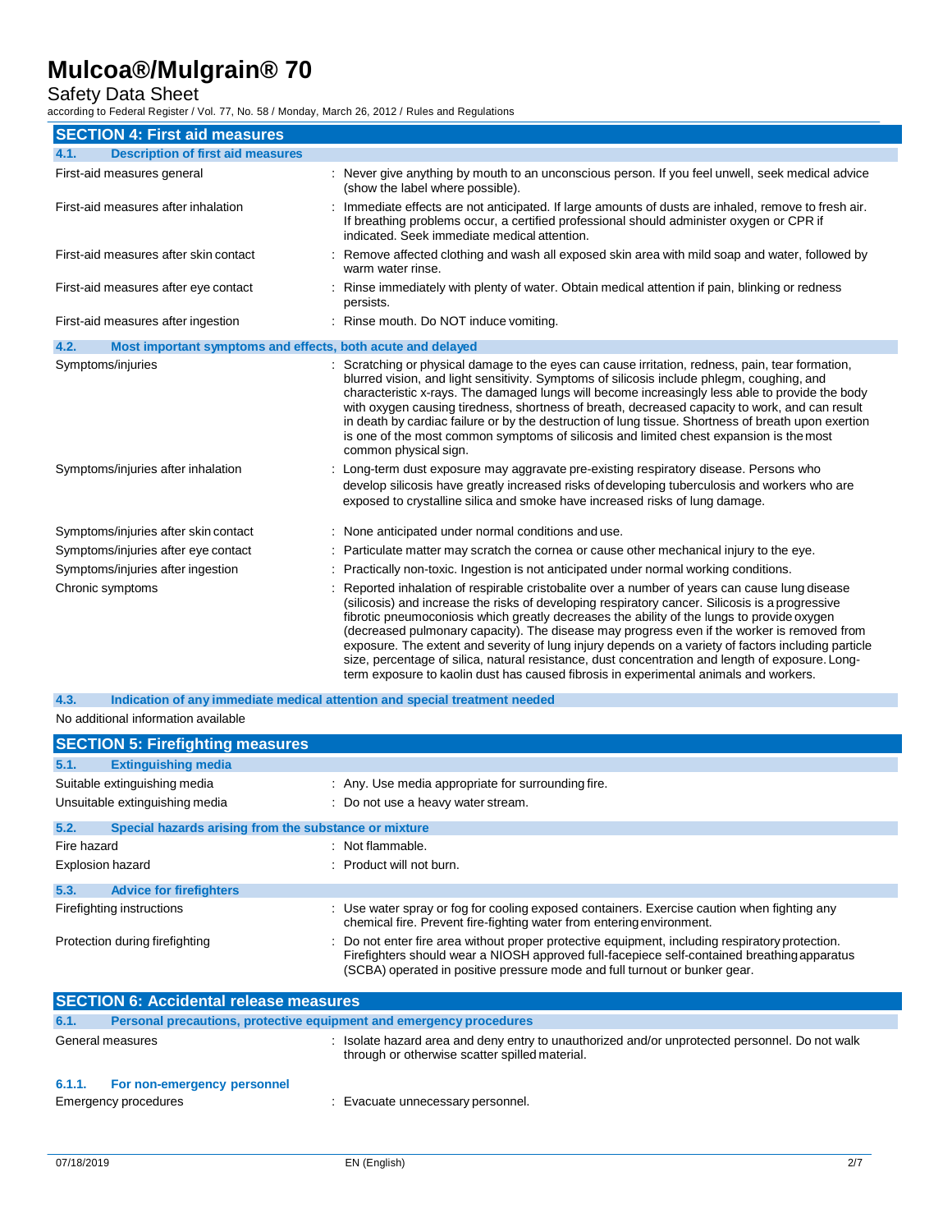## SECTION 4: First aid measures

### 4.1. Description of first aid measures

| | |
|---|---|
| First-aid measures general | : Never give anything by mouth to an unconscious person. If you feel unwell, seek medical advice (show the label where possible). |
| First-aid measures after inhalation | : Immediate effects are not anticipated. If large amounts of dusts are inhaled, remove to fresh air. If breathing problems occur, a certified professional should administer oxygen or CPR if indicated. Seek immediate medical attention. |
| First-aid measures after skin contact | : Remove affected clothing and wash all exposed skin area with mild soap and water, followed by warm water rinse. |
| First-aid measures after eye contact | : Rinse immediately with plenty of water. Obtain medical attention if pain, blinking or redness persists. |
| First-aid measures after ingestion | : Rinse mouth. Do NOT induce vomiting. |

### 4.2. Most important symptoms and effects, both acute and delayed

| | |
|---|---|
| Symptoms/injuries | : Scratching or physical damage to the eyes can cause irritation, redness, pain, tear formation, blurred vision, and light sensitivity. Symptoms of silicosis include phlegm, coughing, and characteristic x-rays. The damaged lungs will become increasingly less able to provide the body with oxygen causing tiredness, shortness of breath, decreased capacity to work, and can result in death by cardiac failure or by the destruction of lung tissue. Shortness of breath upon exertion is one of the most common symptoms of silicosis and limited chest expansion is the most common physical sign. |
| Symptoms/injuries after inhalation | : Long-term dust exposure may aggravate pre-existing respiratory disease. Persons who develop silicosis have greatly increased risks of developing tuberculosis and workers who are exposed to crystalline silica and smoke have increased risks of lung damage. |
| Symptoms/injuries after skin contact | : None anticipated under normal conditions and use. |
| Symptoms/injuries after eye contact | : Particulate matter may scratch the cornea or cause other mechanical injury to the eye. |
| Symptoms/injuries after ingestion | : Practically non-toxic. Ingestion is not anticipated under normal working conditions. |
| Chronic symptoms | : Reported inhalation of respirable cristobalite over a number of years can cause lung disease (silicosis) and increase the risks of developing respiratory cancer. Silicosis is a progressive fibrotic pneumoconiosis which greatly decreases the ability of the lungs to provide oxygen (decreased pulmonary capacity). The disease may progress even if the worker is removed from exposure. The extent and severity of lung injury depends on a variety of factors including particle size, percentage of silica, natural resistance, dust concentration and length of exposure. Long-term exposure to kaolin dust has caused fibrosis in experimental animals and workers. |

### 4.3. Indication of any immediate medical attention and special treatment needed

No additional information available

## SECTION 5: Firefighting measures

### 5.1. Extinguishing media

| | |
|---|---|
| Suitable extinguishing media | : Any. Use media appropriate for surrounding fire. |
| Unsuitable extinguishing media | : Do not use a heavy water stream. |

### 5.2. Special hazards arising from the substance or mixture

| | |
|---|---|
| Fire hazard | : Not flammable. |
| Explosion hazard | : Product will not burn. |

### 5.3. Advice for firefighters

| | |
|---|---|
| Firefighting instructions | : Use water spray or fog for cooling exposed containers. Exercise caution when fighting any chemical fire. Prevent fire-fighting water from entering environment. |
| Protection during firefighting | : Do not enter fire area without proper protective equipment, including respiratory protection. Firefighters should wear a NIOSH approved full-facepiece self-contained breathing apparatus (SCBA) operated in positive pressure mode and full turnout or bunker gear. |

## SECTION 6: Accidental release measures

### 6.1. Personal precautions, protective equipment and emergency procedures

| | |
|---|---|
| General measures | : Isolate hazard area and deny entry to unauthorized and/or unprotected personnel. Do not walk through or otherwise scatter spilled material. |

#### 6.1.1. For non-emergency personnel

| | |
|---|---|
| Emergency procedures | : Evacuate unnecessary personnel. |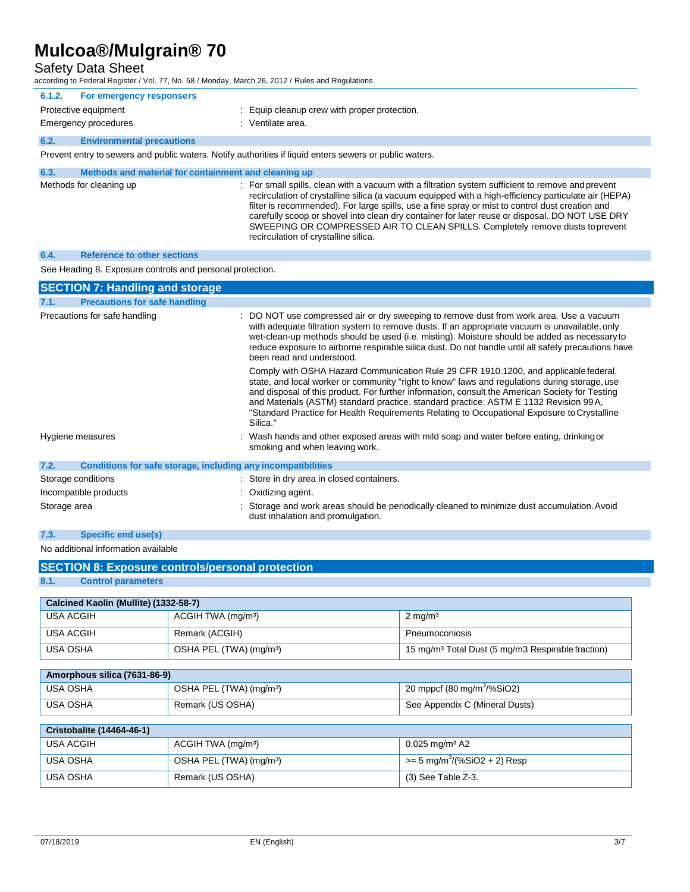#### 6.1.2. For emergency responsers

Protective equipment : Equip cleanup crew with proper protection.

Emergency procedures : Ventilate area.

### 6.2. Environmental precautions

Prevent entry to sewers and public waters. Notify authorities if liquid enters sewers or public waters.

### 6.3. Methods and material for containment and cleaning up

Methods for cleaning up : For small spills, clean with a vacuum with a filtration system sufficient to remove and prevent recirculation of crystalline silica (a vacuum equipped with a high-efficiency particulate air (HEPA) filter is recommended). For large spills, use a fine spray or mist to control dust creation and carefully scoop or shovel into clean dry container for later reuse or disposal. DO NOT USE DRY SWEEPING OR COMPRESSED AIR TO CLEAN SPILLS. Completely remove dusts to prevent recirculation of crystalline silica.

### 6.4. Reference to other sections

See Heading 8. Exposure controls and personal protection.

## SECTION 7: Handling and storage

### 7.1. Precautions for safe handling

Precautions for safe handling : DO NOT use compressed air or dry sweeping to remove dust from work area. Use a vacuum with adequate filtration system to remove dusts. If an appropriate vacuum is unavailable, only wet-clean-up methods should be used (i.e. misting). Moisture should be added as necessary to reduce exposure to airborne respirable silica dust. Do not handle until all safety precautions have been read and understood.

Comply with OSHA Hazard Communication Rule 29 CFR 1910.1200, and applicable federal, state, and local worker or community "right to know" laws and regulations during storage, use and disposal of this product. For further information, consult the American Society for Testing and Materials (ASTM) standard practice. standard practice. ASTM E 1132 Revision 99A, "Standard Practice for Health Requirements Relating to Occupational Exposure to Crystalline Silica."

Hygiene measures : Wash hands and other exposed areas with mild soap and water before eating, drinking or smoking and when leaving work.

### 7.2. Conditions for safe storage, including any incompatibilities

Storage conditions : Store in dry area in closed containers.

Incompatible products : Oxidizing agent.

Storage area : Storage and work areas should be periodically cleaned to minimize dust accumulation. Avoid dust inhalation and promulgation.

### 7.3. Specific end use(s)

No additional information available

## SECTION 8: Exposure controls/personal protection

### 8.1. Control parameters

| Calcined Kaolin (Mullite) (1332-58-7) | | |
|---|---|---|
| USA ACGIH | ACGIH TWA (mg/m³) | 2 mg/m³ |
| USA ACGIH | Remark (ACGIH) | Pneumoconiosis |
| USA OSHA | OSHA PEL (TWA) (mg/m³) | 15 mg/m³ Total Dust (5 mg/m3 Respirable fraction) |

| Amorphous silica (7631-86-9) | | |
|---|---|---|
| USA OSHA | OSHA PEL (TWA) (mg/m³) | 20 mppcf (80 mg/m³/%SiO2) |
| USA OSHA | Remark (US OSHA) | See Appendix C (Mineral Dusts) |

| Cristobalite (14464-46-1) | | |
|---|---|---|
| USA ACGIH | ACGIH TWA (mg/m³) | 0.025 mg/m³ A2 |
| USA OSHA | OSHA PEL (TWA) (mg/m³) | >= 5 mg/m³/(%SiO2 + 2) Resp |
| USA OSHA | Remark (US OSHA) | (3) See Table Z-3. |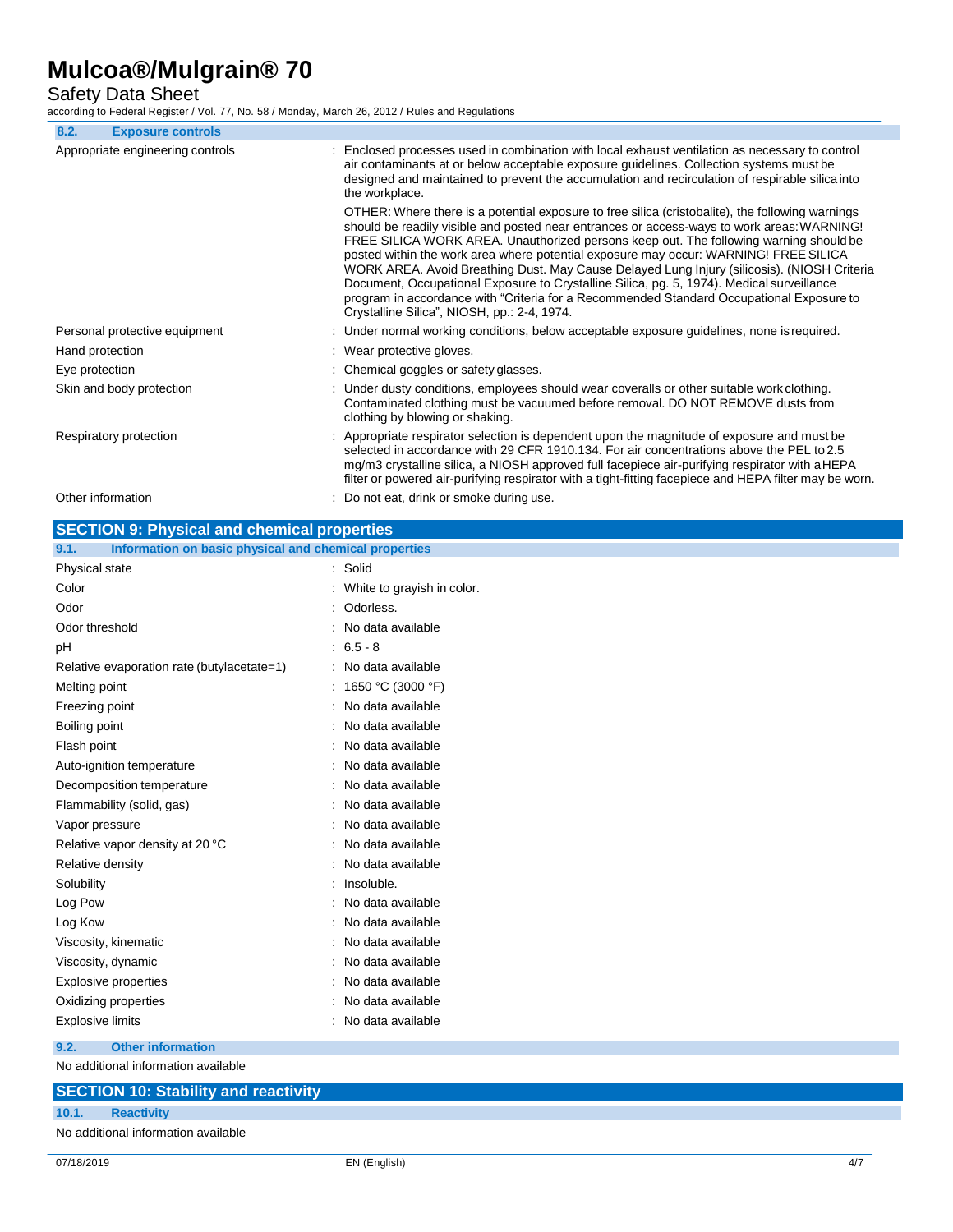### 8.2. Exposure controls

| | |
|---|---|
| Appropriate engineering controls | Enclosed processes used in combination with local exhaust ventilation as necessary to control air contaminants at or below acceptable exposure guidelines. Collection systems must be designed and maintained to prevent the accumulation and recirculation of respirable silica into the workplace.<br><br>OTHER: Where there is a potential exposure to free silica (cristobalite), the following warnings should be readily visible and posted near entrances or access-ways to work areas: WARNING! FREE SILICA WORK AREA. Unauthorized persons keep out. The following warning should be posted within the work area where potential exposure may occur: WARNING! FREE SILICA WORK AREA. Avoid Breathing Dust. May Cause Delayed Lung Injury (silicosis). (NIOSH Criteria Document, Occupational Exposure to Crystalline Silica, pg. 5, 1974). Medical surveillance program in accordance with "Criteria for a Recommended Standard Occupational Exposure to Crystalline Silica", NIOSH, pp.: 2-4, 1974. |
| Personal protective equipment | Under normal working conditions, below acceptable exposure guidelines, none is required. |
| Hand protection | Wear protective gloves. |
| Eye protection | Chemical goggles or safety glasses. |
| Skin and body protection | Under dusty conditions, employees should wear coveralls or other suitable work clothing. Contaminated clothing must be vacuumed before removal. DO NOT REMOVE dusts from clothing by blowing or shaking. |
| Respiratory protection | Appropriate respirator selection is dependent upon the magnitude of exposure and must be selected in accordance with 29 CFR 1910.134. For air concentrations above the PEL to 2.5 mg/m3 crystalline silica, a NIOSH approved full facepiece air-purifying respirator with a HEPA filter or powered air-purifying respirator with a tight-fitting facepiece and HEPA filter may be worn. |
| Other information | Do not eat, drink or smoke during use. |

## SECTION 9: Physical and chemical properties

### 9.1. Information on basic physical and chemical properties

| | |
|---|---|
| Physical state | Solid |
| Color | White to grayish in color. |
| Odor | Odorless. |
| Odor threshold | No data available |
| pH | 6.5 - 8 |
| Relative evaporation rate (butylacetate=1) | No data available |
| Melting point | 1650 °C (3000 °F) |
| Freezing point | No data available |
| Boiling point | No data available |
| Flash point | No data available |
| Auto-ignition temperature | No data available |
| Decomposition temperature | No data available |
| Flammability (solid, gas) | No data available |
| Vapor pressure | No data available |
| Relative vapor density at 20 °C | No data available |
| Relative density | No data available |
| Solubility | Insoluble. |
| Log Pow | No data available |
| Log Kow | No data available |
| Viscosity, kinematic | No data available |
| Viscosity, dynamic | No data available |
| Explosive properties | No data available |
| Oxidizing properties | No data available |
| Explosive limits | No data available |

### 9.2. Other information

No additional information available

## SECTION 10: Stability and reactivity

### 10.1. Reactivity

No additional information available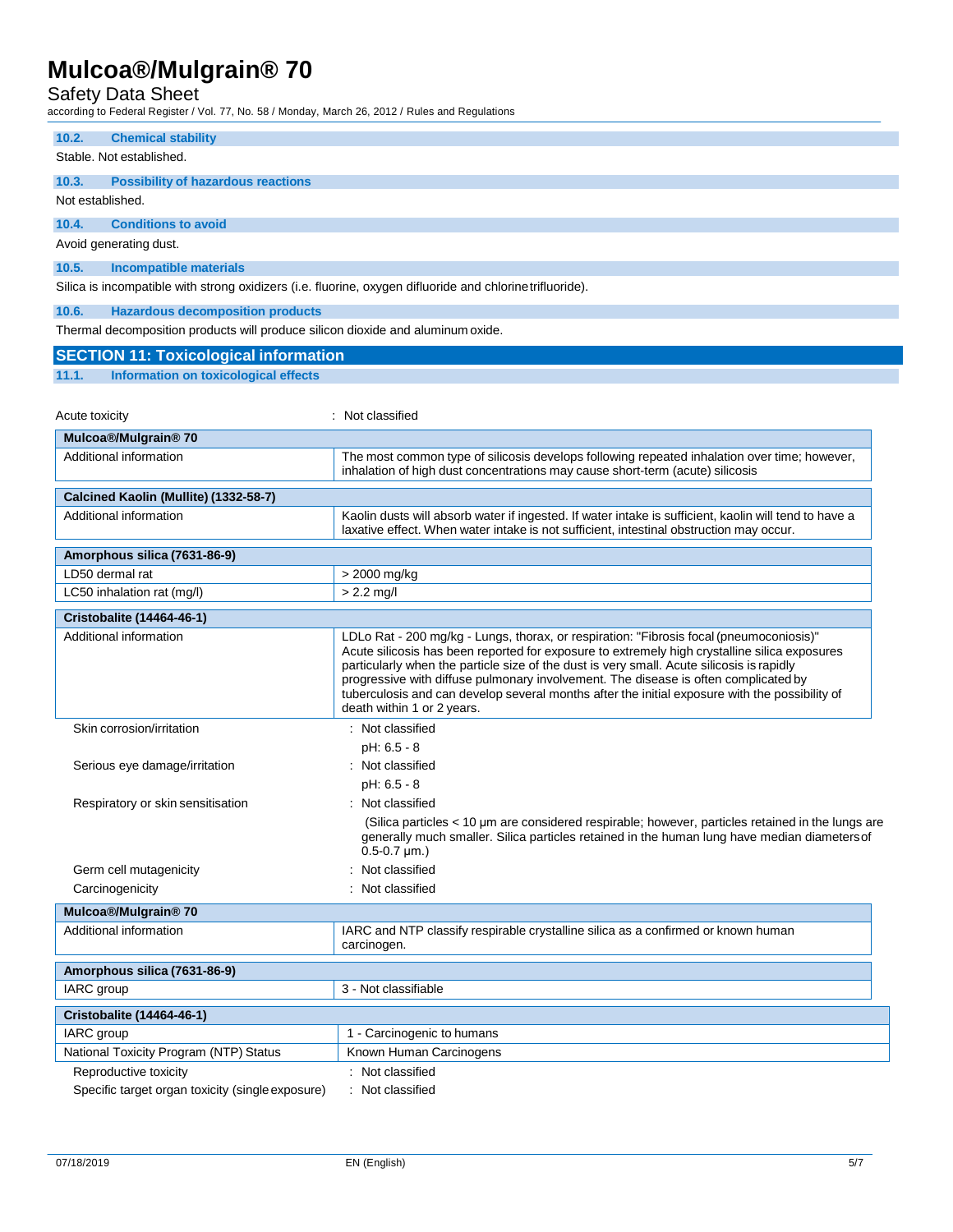### 10.2. Chemical stability

Stable. Not established.

### 10.3. Possibility of hazardous reactions

Not established.

### 10.4. Conditions to avoid

Avoid generating dust.

### 10.5. Incompatible materials

Silica is incompatible with strong oxidizers (i.e. fluorine, oxygen difluoride and chlorine trifluoride).

### 10.6. Hazardous decomposition products

Thermal decomposition products will produce silicon dioxide and aluminum oxide.

## SECTION 11: Toxicological information

### 11.1. Information on toxicological effects

Acute toxicity : Not classified

| Mulcoa®/Mulgrain® 70 | |
|---|---|
| Additional information | The most common type of silicosis develops following repeated inhalation over time; however, inhalation of high dust concentrations may cause short-term (acute) silicosis |

| Calcined Kaolin (Mullite) (1332-58-7) | |
|---|---|
| Additional information | Kaolin dusts will absorb water if ingested. If water intake is sufficient, kaolin will tend to have a laxative effect. When water intake is not sufficient, intestinal obstruction may occur. |

| Amorphous silica (7631-86-9) | |
|---|---|
| LD50 dermal rat | > 2000 mg/kg |
| LC50 inhalation rat (mg/l) | > 2.2 mg/l |

| Cristobalite (14464-46-1) | |
|---|---|
| Additional information | LDLo Rat - 200 mg/kg - Lungs, thorax, or respiration: "Fibrosis focal (pneumoconiosis)" Acute silicosis has been reported for exposure to extremely high crystalline silica exposures particularly when the particle size of the dust is very small. Acute silicosis is rapidly progressive with diffuse pulmonary involvement. The disease is often complicated by tuberculosis and can develop several months after the initial exposure with the possibility of death within 1 or 2 years. |

Skin corrosion/irritation : Not classified

pH: 6.5 - 8

Serious eye damage/irritation : Not classified

pH: 6.5 - 8

Respiratory or skin sensitisation : Not classified

(Silica particles < 10 µm are considered respirable; however, particles retained in the lungs are generally much smaller. Silica particles retained in the human lung have median diameters of 0.5-0.7 µm.)

Germ cell mutagenicity : Not classified

Carcinogenicity : Not classified

| Mulcoa®/Mulgrain® 70 | |
|---|---|
| Additional information | IARC and NTP classify respirable crystalline silica as a confirmed or known human carcinogen. |

| Amorphous silica (7631-86-9) | |
|---|---|
| IARC group | 3 - Not classifiable |

| Cristobalite (14464-46-1) | |
|---|---|
| IARC group | 1 - Carcinogenic to humans |
| National Toxicity Program (NTP) Status | Known Human Carcinogens |

Reproductive toxicity : Not classified

Specific target organ toxicity (single exposure) : Not classified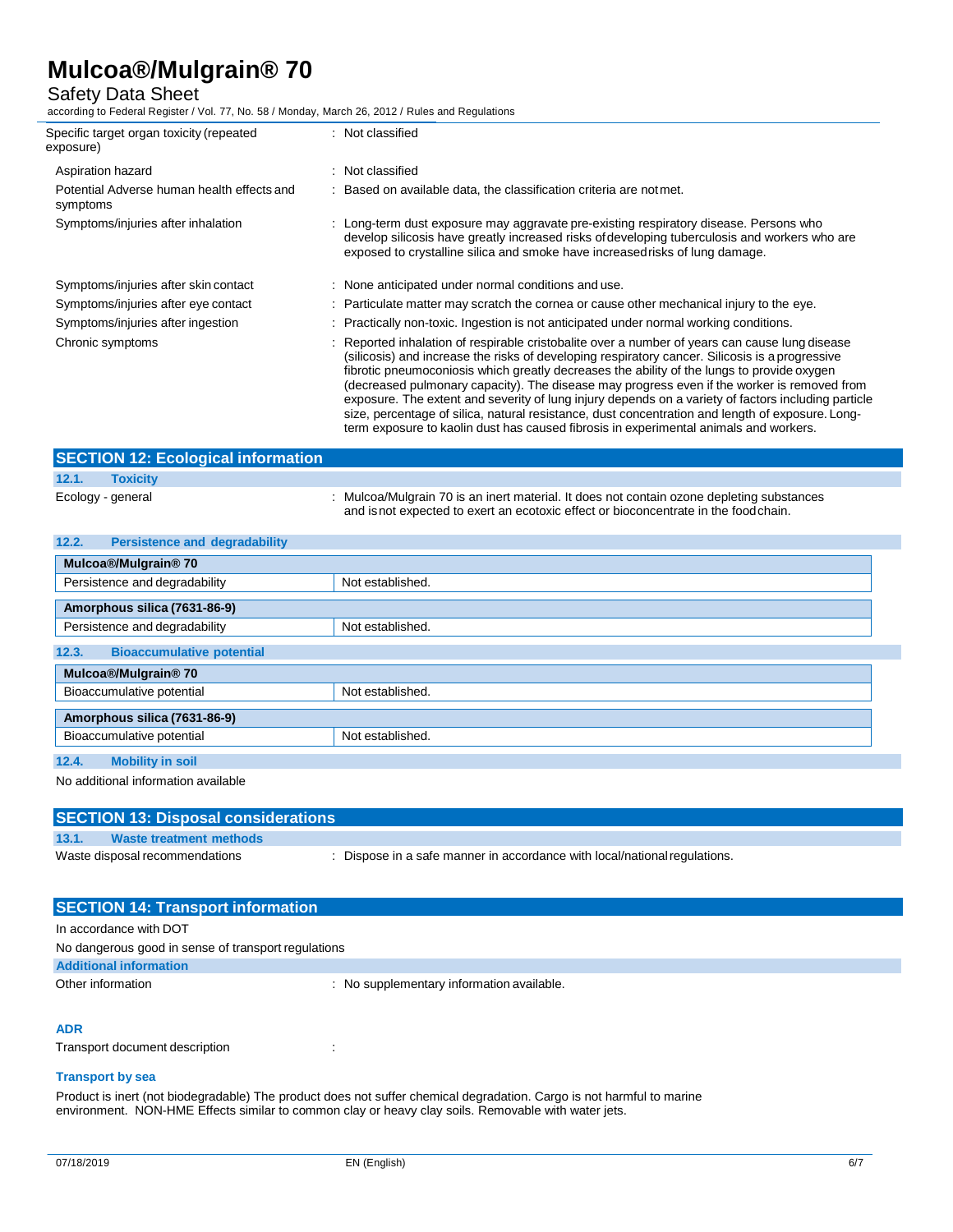| | |
|---|---|
| Specific target organ toxicity (repeated exposure) | : Not classified |
| Aspiration hazard | : Not classified |
| Potential Adverse human health effects and symptoms | : Based on available data, the classification criteria are not met. |
| Symptoms/injuries after inhalation | : Long-term dust exposure may aggravate pre-existing respiratory disease. Persons who develop silicosis have greatly increased risks of developing tuberculosis and workers who are exposed to crystalline silica and smoke have increased risks of lung damage. |
| Symptoms/injuries after skin contact | : None anticipated under normal conditions and use. |
| Symptoms/injuries after eye contact | : Particulate matter may scratch the cornea or cause other mechanical injury to the eye. |
| Symptoms/injuries after ingestion | : Practically non-toxic. Ingestion is not anticipated under normal working conditions. |
| Chronic symptoms | : Reported inhalation of respirable cristobalite over a number of years can cause lung disease (silicosis) and increase the risks of developing respiratory cancer. Silicosis is a progressive fibrotic pneumoconiosis which greatly decreases the ability of the lungs to provide oxygen (decreased pulmonary capacity). The disease may progress even if the worker is removed from exposure. The extent and severity of lung injury depends on a variety of factors including particle size, percentage of silica, natural resistance, dust concentration and length of exposure. Long-term exposure to kaolin dust has caused fibrosis in experimental animals and workers. |

## SECTION 12: Ecological information

### 12.1. Toxicity

Ecology - general : Mulcoa/Mulgrain 70 is an inert material. It does not contain ozone depleting substances and is not expected to exert an ecotoxic effect or bioconcentrate in the food chain.

### 12.2. Persistence and degradability

| Mulcoa®/Mulgrain® 70 | |
|---|---|
| Persistence and degradability | Not established. |

| Amorphous silica (7631-86-9) | |
|---|---|
| Persistence and degradability | Not established. |

### 12.3. Bioaccumulative potential

| Mulcoa®/Mulgrain® 70 | |
|---|---|
| Bioaccumulative potential | Not established. |

| Amorphous silica (7631-86-9) | |
|---|---|
| Bioaccumulative potential | Not established. |

### 12.4. Mobility in soil

No additional information available

## SECTION 13: Disposal considerations

### 13.1. Waste treatment methods

Waste disposal recommendations : Dispose in a safe manner in accordance with local/national regulations.

## SECTION 14: Transport information

In accordance with DOT

No dangerous good in sense of transport regulations

**Additional information**

Other information : No supplementary information available.

**ADR**

Transport document description :

**Transport by sea**

Product is inert (not biodegradable) The product does not suffer chemical degradation. Cargo is not harmful to marine environment. NON-HME Effects similar to common clay or heavy clay soils. Removable with water jets.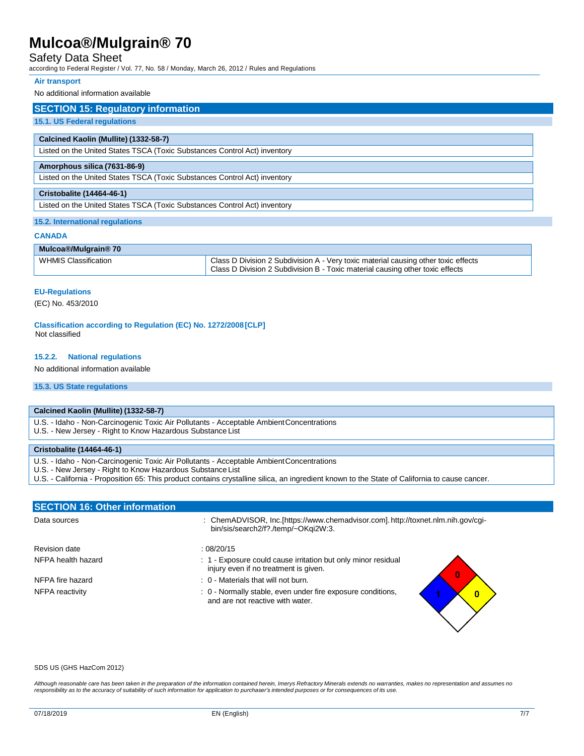**Air transport**

No additional information available

## SECTION 15: Regulatory information

### 15.1. US Federal regulations

| Calcined Kaolin (Mullite) (1332-58-7) |
|---|
| Listed on the United States TSCA (Toxic Substances Control Act) inventory |

| Amorphous silica (7631-86-9) |
|---|
| Listed on the United States TSCA (Toxic Substances Control Act) inventory |

| Cristobalite (14464-46-1) |
|---|
| Listed on the United States TSCA (Toxic Substances Control Act) inventory |

### 15.2. International regulations

**CANADA**

| Mulcoa®/Mulgrain® 70 | |
|---|---|
| WHMIS Classification | Class D Division 2 Subdivision A - Very toxic material causing other toxic effects<br>Class D Division 2 Subdivision B - Toxic material causing other toxic effects |

**EU-Regulations**

(EC) No. 453/2010

**Classification according to Regulation (EC) No. 1272/2008 [CLP]**

Not classified

**15.2.2. National regulations**

No additional information available

### 15.3. US State regulations

| Calcined Kaolin (Mullite) (1332-58-7) |
|---|
| U.S. - Idaho - Non-Carcinogenic Toxic Air Pollutants - Acceptable Ambient Concentrations<br>U.S. - New Jersey - Right to Know Hazardous Substance List |

| Cristobalite (14464-46-1) |
|---|
| U.S. - Idaho - Non-Carcinogenic Toxic Air Pollutants - Acceptable Ambient Concentrations<br>U.S. - New Jersey - Right to Know Hazardous Substance List<br>U.S. - California - Proposition 65: This product contains crystalline silica, an ingredient known to the State of California to cause cancer. |

## SECTION 16: Other information

| | |
|---|---|
| Data sources | : ChemADVISOR, Inc.[https://www.chemadvisor.com]. http://toxnet.nlm.nih.gov/cgi-bin/sis/search2/f?./temp/~OKqi2W:3. |
| Revision date | : 08/20/15 |
| NFPA health hazard | : 1 - Exposure could cause irritation but only minor residual injury even if no treatment is given. |
| NFPA fire hazard | : 0 - Materials that will not burn. |
| NFPA reactivity | : 0 - Normally stable, even under fire exposure conditions, and are not reactive with water. |

0
1
0

SDS US (GHS HazCom 2012)

*Although reasonable care has been taken in the preparation of the information contained herein, Imerys Refractory Minerals extends no warranties, makes no representation and assumes no responsibility as to the accuracy of suitability of such information for application to purchaser's intended purposes or for consequences of its use.*